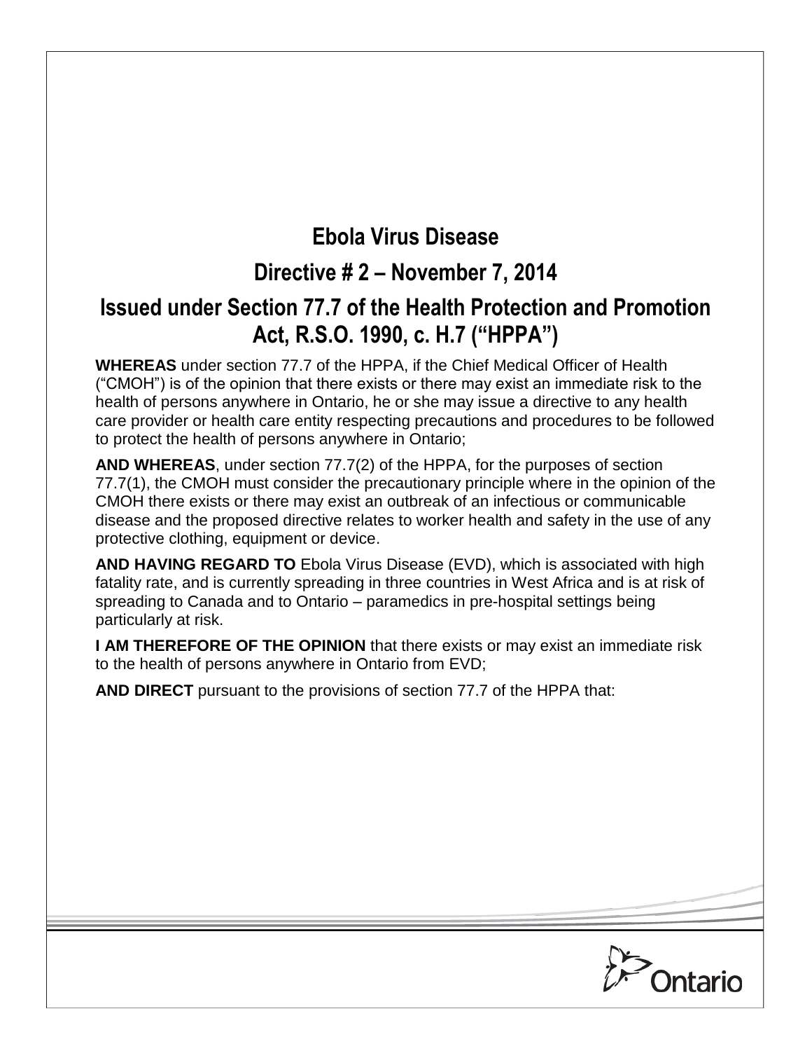# Ebola Virus Disease

## Directive # 2 – November 7, 2014

## Issued under Section 77.7 of the Health Protection and Promotion Act, R.S.O. 1990, c. H.7 ("HPPA")

**WHEREAS** under section 77.7 of the HPPA, if the Chief Medical Officer of Health ("CMOH") is of the opinion that there exists or there may exist an immediate risk to the health of persons anywhere in Ontario, he or she may issue a directive to any health care provider or health care entity respecting precautions and procedures to be followed to protect the health of persons anywhere in Ontario;

**AND WHEREAS**, under section 77.7(2) of the HPPA, for the purposes of section 77.7(1), the CMOH must consider the precautionary principle where in the opinion of the CMOH there exists or there may exist an outbreak of an infectious or communicable disease and the proposed directive relates to worker health and safety in the use of any protective clothing, equipment or device.

**AND HAVING REGARD TO** Ebola Virus Disease (EVD), which is associated with high fatality rate, and is currently spreading in three countries in West Africa and is at risk of spreading to Canada and to Ontario – paramedics in pre-hospital settings being particularly at risk.

**I AM THEREFORE OF THE OPINION** that there exists or may exist an immediate risk to the health of persons anywhere in Ontario from EVD;

**AND DIRECT** pursuant to the provisions of section 77.7 of the HPPA that: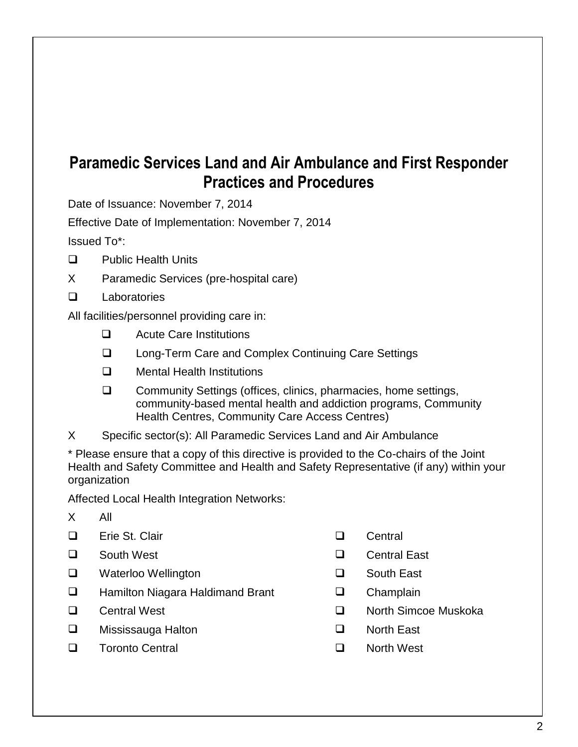# Paramedic Services Land and Air Ambulance and First Responder Practices and Procedures

Date of Issuance: November 7, 2014

Effective Date of Implementation: November 7, 2014

Issued To*:

- ☐ Public Health Units
- X Paramedic Services (pre-hospital care)
- ☐ Laboratories

All facilities/personnel providing care in:

- ☐ Acute Care Institutions
- ☐ Long-Term Care and Complex Continuing Care Settings
- ☐ Mental Health Institutions
- ☐ Community Settings (offices, clinics, pharmacies, home settings, community-based mental health and addiction programs, Community Health Centres, Community Care Access Centres)

X Specific sector(s): All Paramedic Services Land and Air Ambulance

* Please ensure that a copy of this directive is provided to the Co-chairs of the Joint Health and Safety Committee and Health and Safety Representative (if any) within your organization

Affected Local Health Integration Networks:

- X All
- ☐ Erie St. Clair
- ☐ South West
- ☐ Waterloo Wellington
- ☐ Hamilton Niagara Haldimand Brant
- ☐ Central West
- ☐ Mississauga Halton
- ☐ Toronto Central
- ☐ Central
- ☐ Central East
- ☐ South East
- ☐ Champlain
- ☐ North Simcoe Muskoka
- ☐ North East
- ☐ North West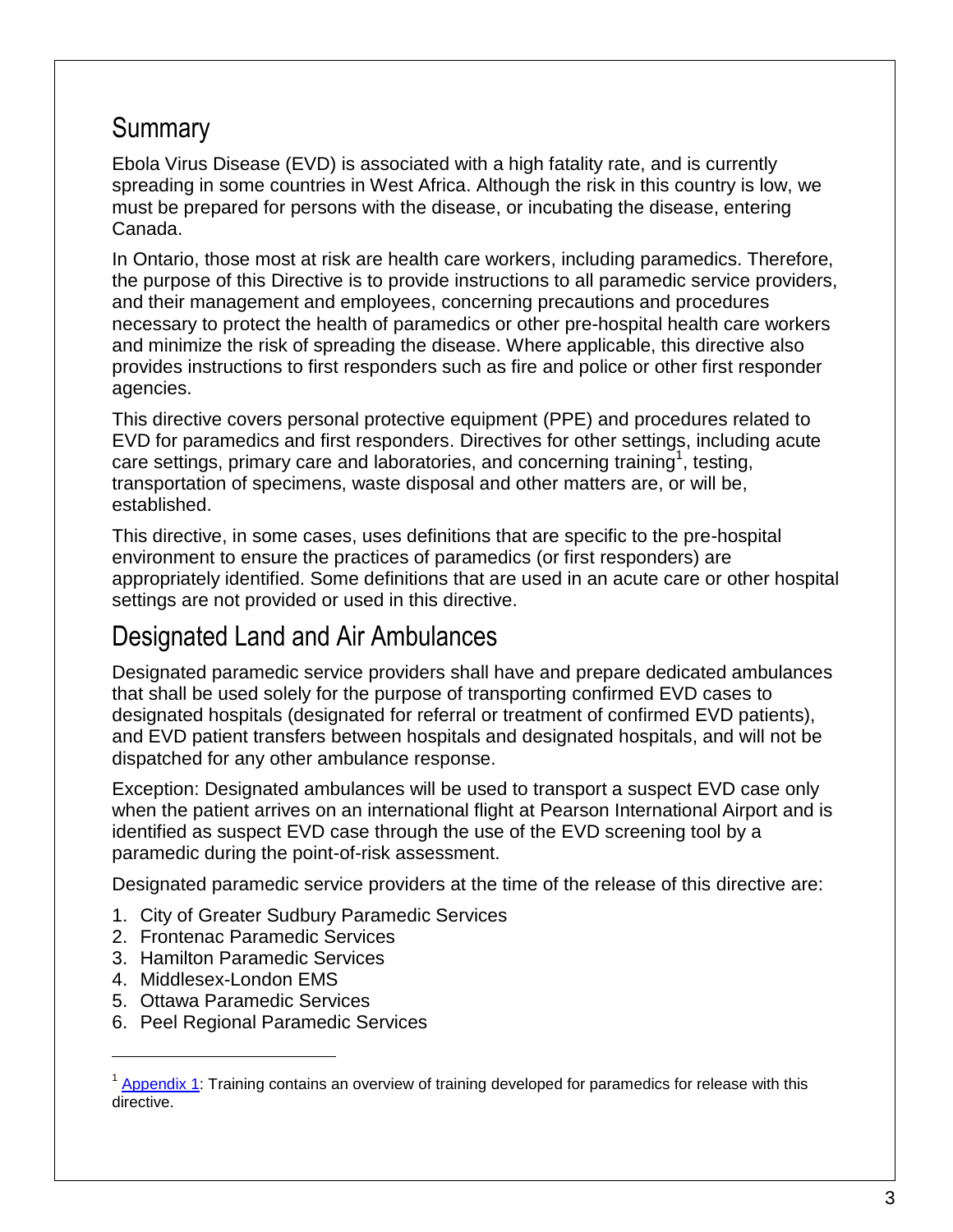## Summary

Ebola Virus Disease (EVD) is associated with a high fatality rate, and is currently spreading in some countries in West Africa. Although the risk in this country is low, we must be prepared for persons with the disease, or incubating the disease, entering Canada.

In Ontario, those most at risk are health care workers, including paramedics. Therefore, the purpose of this Directive is to provide instructions to all paramedic service providers, and their management and employees, concerning precautions and procedures necessary to protect the health of paramedics or other pre-hospital health care workers and minimize the risk of spreading the disease. Where applicable, this directive also provides instructions to first responders such as fire and police or other first responder agencies.

This directive covers personal protective equipment (PPE) and procedures related to EVD for paramedics and first responders. Directives for other settings, including acute care settings, primary care and laboratories, and concerning training[1], testing, transportation of specimens, waste disposal and other matters are, or will be, established.

This directive, in some cases, uses definitions that are specific to the pre-hospital environment to ensure the practices of paramedics (or first responders) are appropriately identified. Some definitions that are used in an acute care or other hospital settings are not provided or used in this directive.

## Designated Land and Air Ambulances

Designated paramedic service providers shall have and prepare dedicated ambulances that shall be used solely for the purpose of transporting confirmed EVD cases to designated hospitals (designated for referral or treatment of confirmed EVD patients), and EVD patient transfers between hospitals and designated hospitals, and will not be dispatched for any other ambulance response.

Exception: Designated ambulances will be used to transport a suspect EVD case only when the patient arrives on an international flight at Pearson International Airport and is identified as suspect EVD case through the use of the EVD screening tool by a paramedic during the point-of-risk assessment.

Designated paramedic service providers at the time of the release of this directive are:

1. City of Greater Sudbury Paramedic Services
2. Frontenac Paramedic Services
3. Hamilton Paramedic Services
4. Middlesex-London EMS
5. Ottawa Paramedic Services
6. Peel Regional Paramedic Services

---

[1] Appendix 1: Training contains an overview of training developed for paramedics for release with this directive.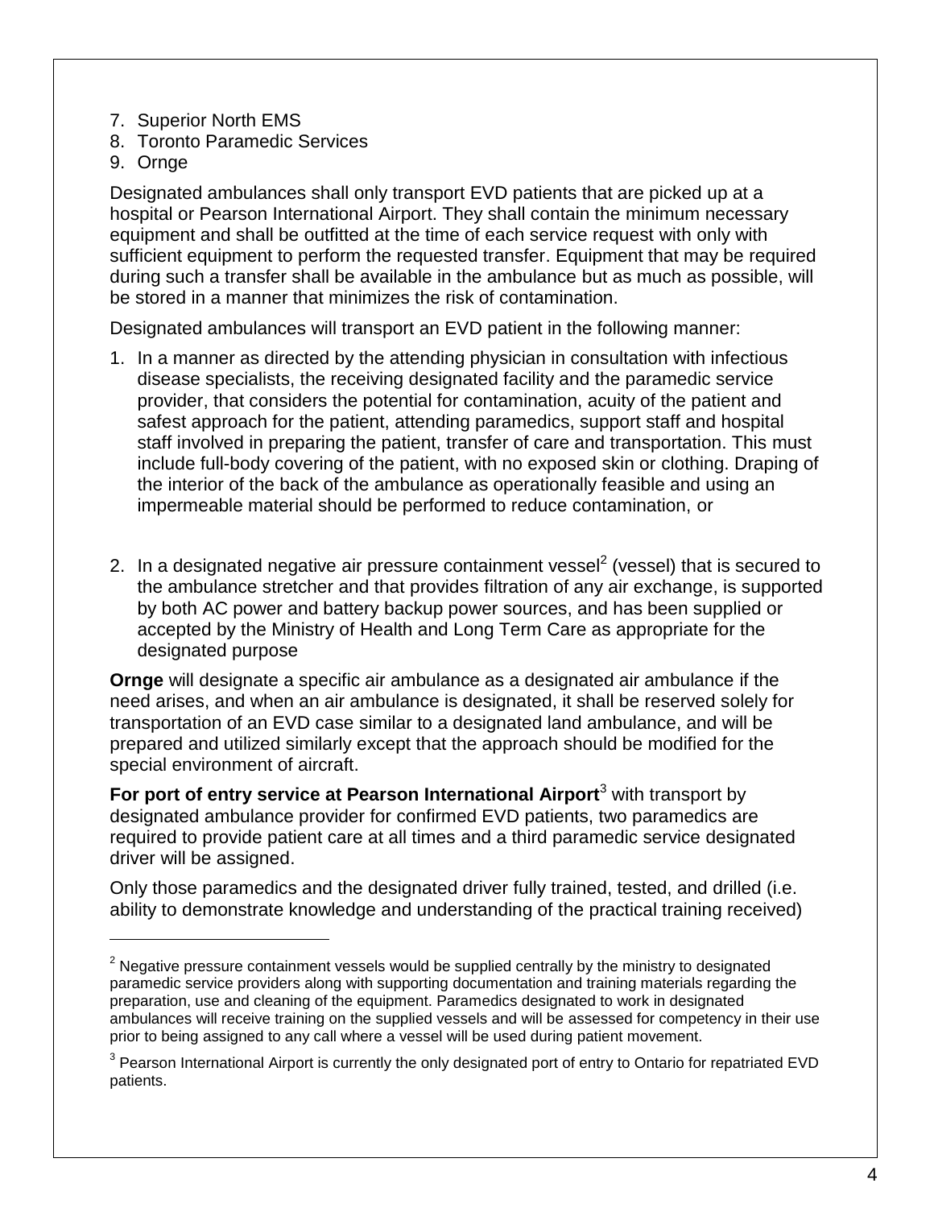7. Superior North EMS
8. Toronto Paramedic Services
9. Ornge

Designated ambulances shall only transport EVD patients that are picked up at a hospital or Pearson International Airport. They shall contain the minimum necessary equipment and shall be outfitted at the time of each service request with only with sufficient equipment to perform the requested transfer. Equipment that may be required during such a transfer shall be available in the ambulance but as much as possible, will be stored in a manner that minimizes the risk of contamination.

Designated ambulances will transport an EVD patient in the following manner:

1. In a manner as directed by the attending physician in consultation with infectious disease specialists, the receiving designated facility and the paramedic service provider, that considers the potential for contamination, acuity of the patient and safest approach for the patient, attending paramedics, support staff and hospital staff involved in preparing the patient, transfer of care and transportation. This must include full-body covering of the patient, with no exposed skin or clothing. Draping of the interior of the back of the ambulance as operationally feasible and using an impermeable material should be performed to reduce contamination, or

2. In a designated negative air pressure containment vessel[2] (vessel) that is secured to the ambulance stretcher and that provides filtration of any air exchange, is supported by both AC power and battery backup power sources, and has been supplied or accepted by the Ministry of Health and Long Term Care as appropriate for the designated purpose

**Ornge** will designate a specific air ambulance as a designated air ambulance if the need arises, and when an air ambulance is designated, it shall be reserved solely for transportation of an EVD case similar to a designated land ambulance, and will be prepared and utilized similarly except that the approach should be modified for the special environment of aircraft.

**For port of entry service at Pearson International Airport**[3] with transport by designated ambulance provider for confirmed EVD patients, two paramedics are required to provide patient care at all times and a third paramedic service designated driver will be assigned.

Only those paramedics and the designated driver fully trained, tested, and drilled (i.e. ability to demonstrate knowledge and understanding of the practical training received)

---

[2] Negative pressure containment vessels would be supplied centrally by the ministry to designated paramedic service providers along with supporting documentation and training materials regarding the preparation, use and cleaning of the equipment. Paramedics designated to work in designated ambulances will receive training on the supplied vessels and will be assessed for competency in their use prior to being assigned to any call where a vessel will be used during patient movement.

[3] Pearson International Airport is currently the only designated port of entry to Ontario for repatriated EVD patients.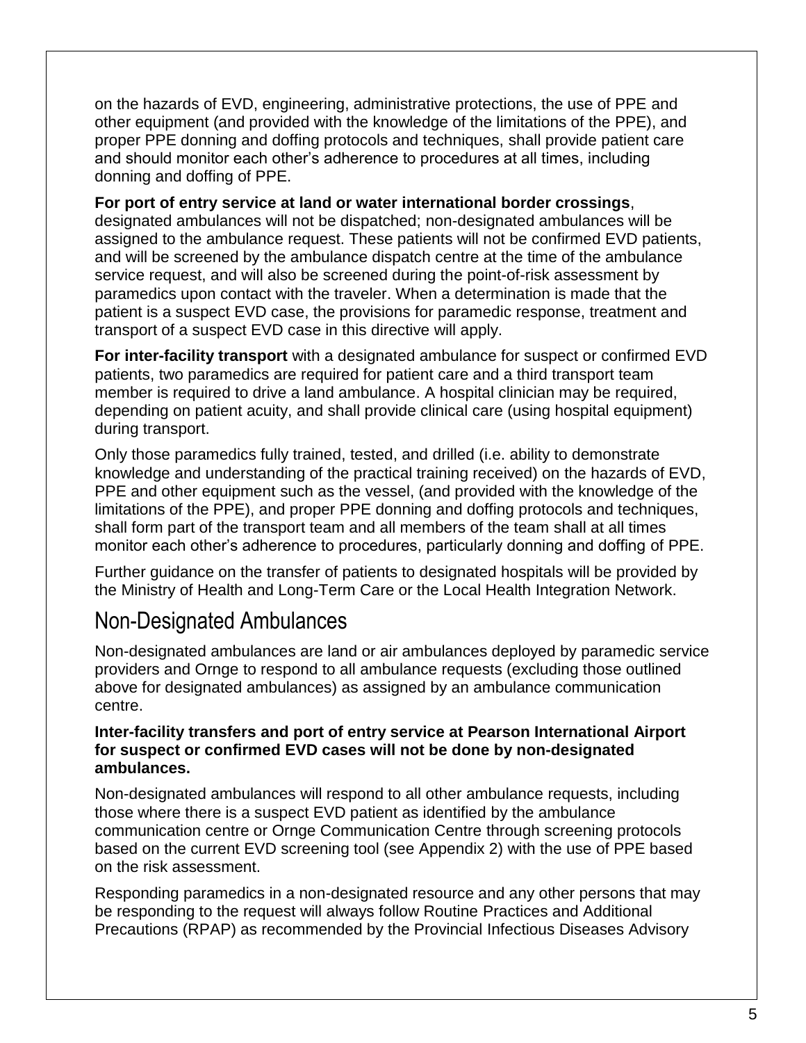on the hazards of EVD, engineering, administrative protections, the use of PPE and other equipment (and provided with the knowledge of the limitations of the PPE), and proper PPE donning and doffing protocols and techniques, shall provide patient care and should monitor each other's adherence to procedures at all times, including donning and doffing of PPE.

**For port of entry service at land or water international border crossings**, designated ambulances will not be dispatched; non-designated ambulances will be assigned to the ambulance request. These patients will not be confirmed EVD patients, and will be screened by the ambulance dispatch centre at the time of the ambulance service request, and will also be screened during the point-of-risk assessment by paramedics upon contact with the traveler. When a determination is made that the patient is a suspect EVD case, the provisions for paramedic response, treatment and transport of a suspect EVD case in this directive will apply.

**For inter-facility transport** with a designated ambulance for suspect or confirmed EVD patients, two paramedics are required for patient care and a third transport team member is required to drive a land ambulance. A hospital clinician may be required, depending on patient acuity, and shall provide clinical care (using hospital equipment) during transport.

Only those paramedics fully trained, tested, and drilled (i.e. ability to demonstrate knowledge and understanding of the practical training received) on the hazards of EVD, PPE and other equipment such as the vessel, (and provided with the knowledge of the limitations of the PPE), and proper PPE donning and doffing protocols and techniques, shall form part of the transport team and all members of the team shall at all times monitor each other's adherence to procedures, particularly donning and doffing of PPE.

Further guidance on the transfer of patients to designated hospitals will be provided by the Ministry of Health and Long-Term Care or the Local Health Integration Network.

## Non-Designated Ambulances

Non-designated ambulances are land or air ambulances deployed by paramedic service providers and Ornge to respond to all ambulance requests (excluding those outlined above for designated ambulances) as assigned by an ambulance communication centre.

**Inter-facility transfers and port of entry service at Pearson International Airport for suspect or confirmed EVD cases will not be done by non-designated ambulances.**

Non-designated ambulances will respond to all other ambulance requests, including those where there is a suspect EVD patient as identified by the ambulance communication centre or Ornge Communication Centre through screening protocols based on the current EVD screening tool (see Appendix 2) with the use of PPE based on the risk assessment.

Responding paramedics in a non-designated resource and any other persons that may be responding to the request will always follow Routine Practices and Additional Precautions (RPAP) as recommended by the Provincial Infectious Diseases Advisory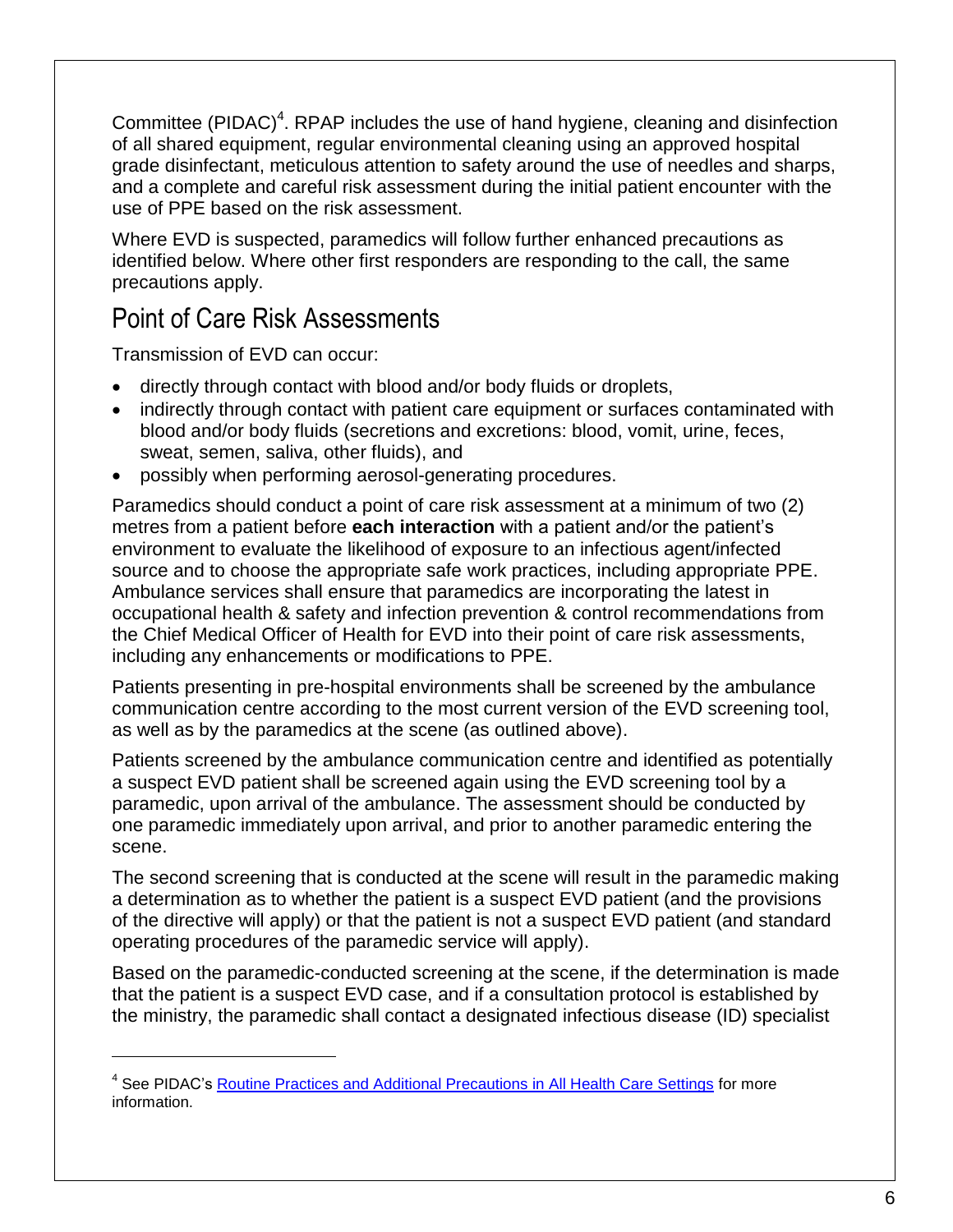Committee (PIDAC)[4]. RPAP includes the use of hand hygiene, cleaning and disinfection of all shared equipment, regular environmental cleaning using an approved hospital grade disinfectant, meticulous attention to safety around the use of needles and sharps, and a complete and careful risk assessment during the initial patient encounter with the use of PPE based on the risk assessment.

Where EVD is suspected, paramedics will follow further enhanced precautions as identified below. Where other first responders are responding to the call, the same precautions apply.

## Point of Care Risk Assessments

Transmission of EVD can occur:

- directly through contact with blood and/or body fluids or droplets,
- indirectly through contact with patient care equipment or surfaces contaminated with blood and/or body fluids (secretions and excretions: blood, vomit, urine, feces, sweat, semen, saliva, other fluids), and
- possibly when performing aerosol-generating procedures.

Paramedics should conduct a point of care risk assessment at a minimum of two (2) metres from a patient before **each interaction** with a patient and/or the patient's environment to evaluate the likelihood of exposure to an infectious agent/infected source and to choose the appropriate safe work practices, including appropriate PPE. Ambulance services shall ensure that paramedics are incorporating the latest in occupational health & safety and infection prevention & control recommendations from the Chief Medical Officer of Health for EVD into their point of care risk assessments, including any enhancements or modifications to PPE.

Patients presenting in pre-hospital environments shall be screened by the ambulance communication centre according to the most current version of the EVD screening tool, as well as by the paramedics at the scene (as outlined above).

Patients screened by the ambulance communication centre and identified as potentially a suspect EVD patient shall be screened again using the EVD screening tool by a paramedic, upon arrival of the ambulance. The assessment should be conducted by one paramedic immediately upon arrival, and prior to another paramedic entering the scene.

The second screening that is conducted at the scene will result in the paramedic making a determination as to whether the patient is a suspect EVD patient (and the provisions of the directive will apply) or that the patient is not a suspect EVD patient (and standard operating procedures of the paramedic service will apply).

Based on the paramedic-conducted screening at the scene, if the determination is made that the patient is a suspect EVD case, and if a consultation protocol is established by the ministry, the paramedic shall contact a designated infectious disease (ID) specialist

---

[4] See PIDAC's Routine Practices and Additional Precautions in All Health Care Settings for more information.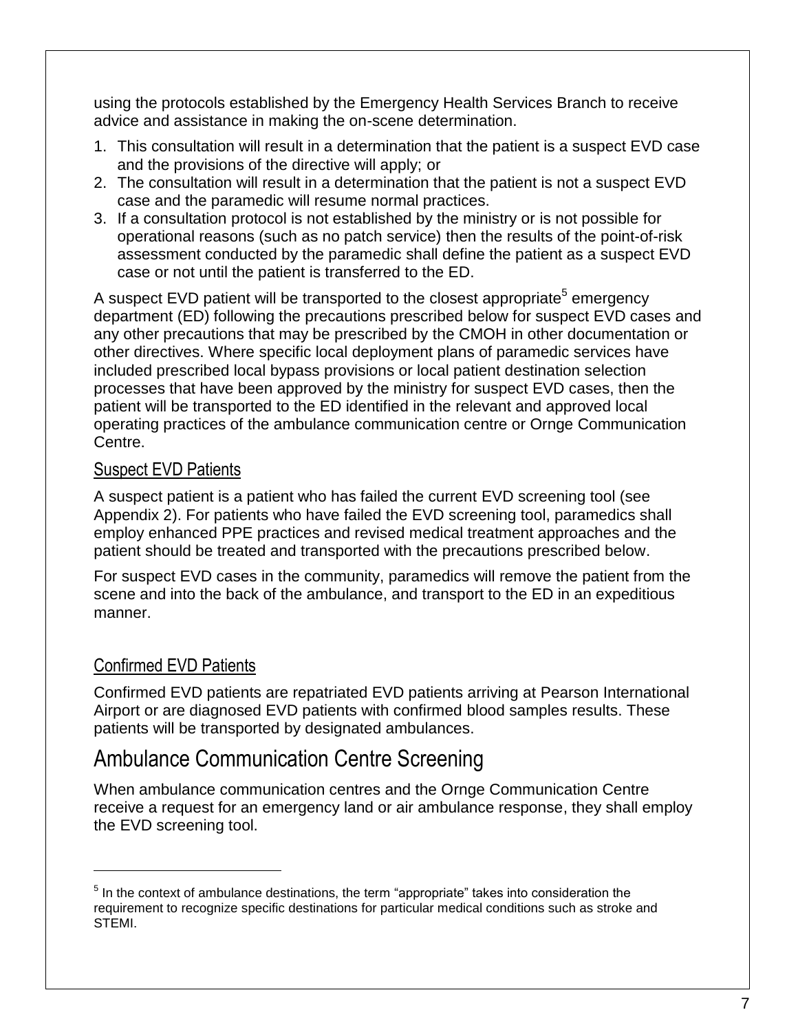using the protocols established by the Emergency Health Services Branch to receive advice and assistance in making the on-scene determination.

1. This consultation will result in a determination that the patient is a suspect EVD case and the provisions of the directive will apply; or
2. The consultation will result in a determination that the patient is not a suspect EVD case and the paramedic will resume normal practices.
3. If a consultation protocol is not established by the ministry or is not possible for operational reasons (such as no patch service) then the results of the point-of-risk assessment conducted by the paramedic shall define the patient as a suspect EVD case or not until the patient is transferred to the ED.

A suspect EVD patient will be transported to the closest appropriate[5] emergency department (ED) following the precautions prescribed below for suspect EVD cases and any other precautions that may be prescribed by the CMOH in other documentation or other directives. Where specific local deployment plans of paramedic services have included prescribed local bypass provisions or local patient destination selection processes that have been approved by the ministry for suspect EVD cases, then the patient will be transported to the ED identified in the relevant and approved local operating practices of the ambulance communication centre or Ornge Communication Centre.

### Suspect EVD Patients

A suspect patient is a patient who has failed the current EVD screening tool (see Appendix 2). For patients who have failed the EVD screening tool, paramedics shall employ enhanced PPE practices and revised medical treatment approaches and the patient should be treated and transported with the precautions prescribed below.

For suspect EVD cases in the community, paramedics will remove the patient from the scene and into the back of the ambulance, and transport to the ED in an expeditious manner.

### Confirmed EVD Patients

Confirmed EVD patients are repatriated EVD patients arriving at Pearson International Airport or are diagnosed EVD patients with confirmed blood samples results. These patients will be transported by designated ambulances.

## Ambulance Communication Centre Screening

When ambulance communication centres and the Ornge Communication Centre receive a request for an emergency land or air ambulance response, they shall employ the EVD screening tool.

---

[5] In the context of ambulance destinations, the term "appropriate" takes into consideration the requirement to recognize specific destinations for particular medical conditions such as stroke and STEMI.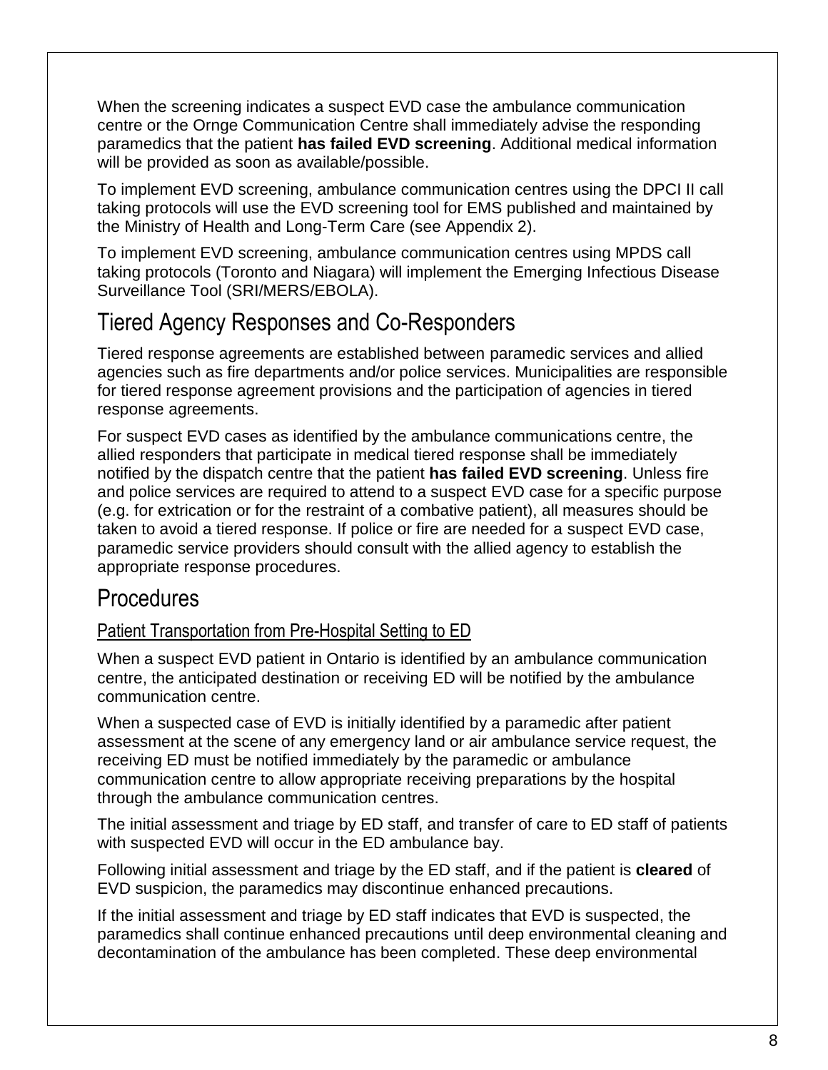When the screening indicates a suspect EVD case the ambulance communication centre or the Ornge Communication Centre shall immediately advise the responding paramedics that the patient **has failed EVD screening**. Additional medical information will be provided as soon as available/possible.

To implement EVD screening, ambulance communication centres using the DPCI II call taking protocols will use the EVD screening tool for EMS published and maintained by the Ministry of Health and Long-Term Care (see Appendix 2).

To implement EVD screening, ambulance communication centres using MPDS call taking protocols (Toronto and Niagara) will implement the Emerging Infectious Disease Surveillance Tool (SRI/MERS/EBOLA).

## Tiered Agency Responses and Co-Responders

Tiered response agreements are established between paramedic services and allied agencies such as fire departments and/or police services. Municipalities are responsible for tiered response agreement provisions and the participation of agencies in tiered response agreements.

For suspect EVD cases as identified by the ambulance communications centre, the allied responders that participate in medical tiered response shall be immediately notified by the dispatch centre that the patient **has failed EVD screening**. Unless fire and police services are required to attend to a suspect EVD case for a specific purpose (e.g. for extrication or for the restraint of a combative patient), all measures should be taken to avoid a tiered response. If police or fire are needed for a suspect EVD case, paramedic service providers should consult with the allied agency to establish the appropriate response procedures.

## Procedures

### Patient Transportation from Pre-Hospital Setting to ED

When a suspect EVD patient in Ontario is identified by an ambulance communication centre, the anticipated destination or receiving ED will be notified by the ambulance communication centre.

When a suspected case of EVD is initially identified by a paramedic after patient assessment at the scene of any emergency land or air ambulance service request, the receiving ED must be notified immediately by the paramedic or ambulance communication centre to allow appropriate receiving preparations by the hospital through the ambulance communication centres.

The initial assessment and triage by ED staff, and transfer of care to ED staff of patients with suspected EVD will occur in the ED ambulance bay.

Following initial assessment and triage by the ED staff, and if the patient is **cleared** of EVD suspicion, the paramedics may discontinue enhanced precautions.

If the initial assessment and triage by ED staff indicates that EVD is suspected, the paramedics shall continue enhanced precautions until deep environmental cleaning and decontamination of the ambulance has been completed. These deep environmental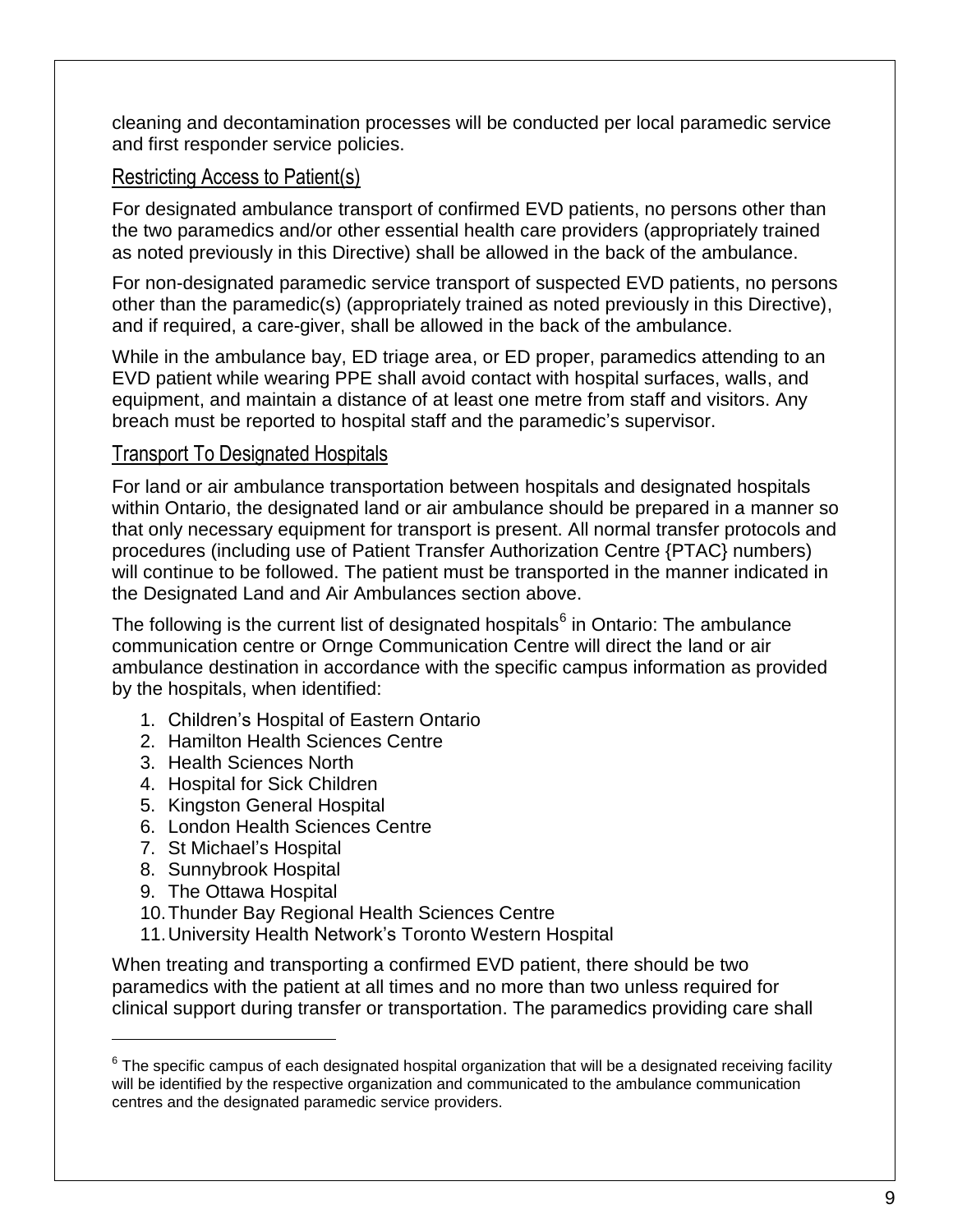cleaning and decontamination processes will be conducted per local paramedic service and first responder service policies.

## Restricting Access to Patient(s)

For designated ambulance transport of confirmed EVD patients, no persons other than the two paramedics and/or other essential health care providers (appropriately trained as noted previously in this Directive) shall be allowed in the back of the ambulance.

For non-designated paramedic service transport of suspected EVD patients, no persons other than the paramedic(s) (appropriately trained as noted previously in this Directive), and if required, a care-giver, shall be allowed in the back of the ambulance.

While in the ambulance bay, ED triage area, or ED proper, paramedics attending to an EVD patient while wearing PPE shall avoid contact with hospital surfaces, walls, and equipment, and maintain a distance of at least one metre from staff and visitors. Any breach must be reported to hospital staff and the paramedic's supervisor.

## Transport To Designated Hospitals

For land or air ambulance transportation between hospitals and designated hospitals within Ontario, the designated land or air ambulance should be prepared in a manner so that only necessary equipment for transport is present. All normal transfer protocols and procedures (including use of Patient Transfer Authorization Centre {PTAC} numbers) will continue to be followed. The patient must be transported in the manner indicated in the Designated Land and Air Ambulances section above.

The following is the current list of designated hospitals[6] in Ontario: The ambulance communication centre or Ornge Communication Centre will direct the land or air ambulance destination in accordance with the specific campus information as provided by the hospitals, when identified:

1. Children's Hospital of Eastern Ontario
2. Hamilton Health Sciences Centre
3. Health Sciences North
4. Hospital for Sick Children
5. Kingston General Hospital
6. London Health Sciences Centre
7. St Michael's Hospital
8. Sunnybrook Hospital
9. The Ottawa Hospital
10. Thunder Bay Regional Health Sciences Centre
11. University Health Network's Toronto Western Hospital

When treating and transporting a confirmed EVD patient, there should be two paramedics with the patient at all times and no more than two unless required for clinical support during transfer or transportation. The paramedics providing care shall

---

[6] The specific campus of each designated hospital organization that will be a designated receiving facility will be identified by the respective organization and communicated to the ambulance communication centres and the designated paramedic service providers.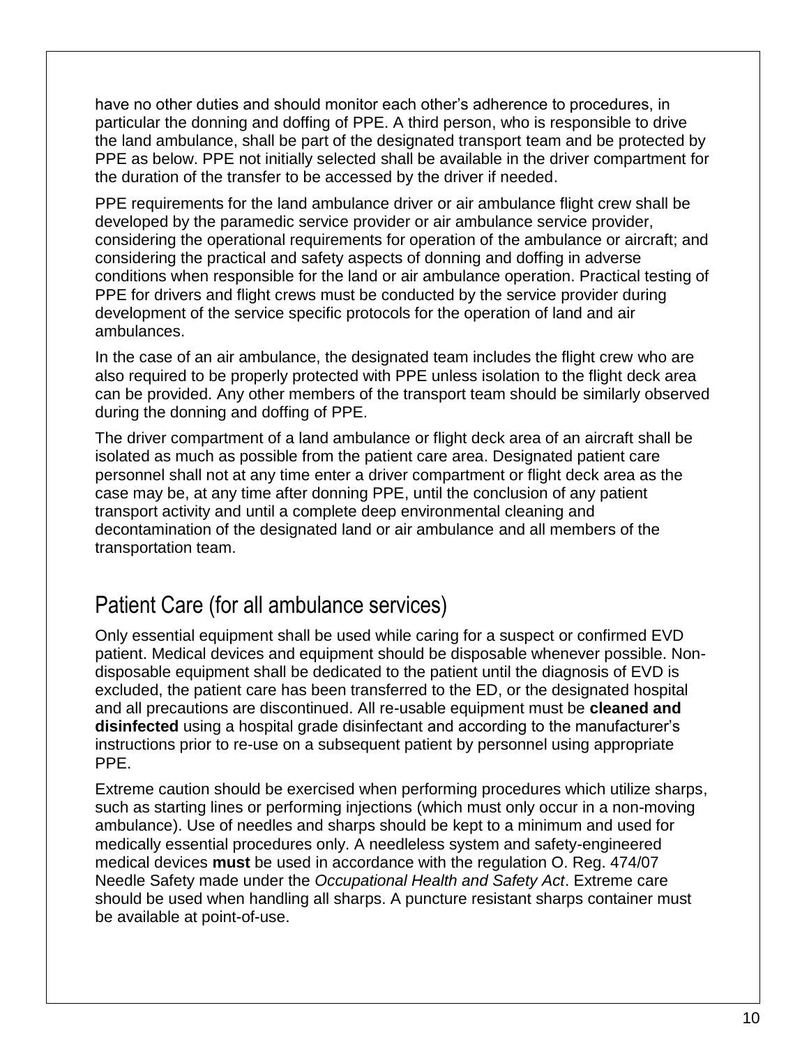have no other duties and should monitor each other's adherence to procedures, in particular the donning and doffing of PPE. A third person, who is responsible to drive the land ambulance, shall be part of the designated transport team and be protected by PPE as below. PPE not initially selected shall be available in the driver compartment for the duration of the transfer to be accessed by the driver if needed.

PPE requirements for the land ambulance driver or air ambulance flight crew shall be developed by the paramedic service provider or air ambulance service provider, considering the operational requirements for operation of the ambulance or aircraft; and considering the practical and safety aspects of donning and doffing in adverse conditions when responsible for the land or air ambulance operation. Practical testing of PPE for drivers and flight crews must be conducted by the service provider during development of the service specific protocols for the operation of land and air ambulances.

In the case of an air ambulance, the designated team includes the flight crew who are also required to be properly protected with PPE unless isolation to the flight deck area can be provided. Any other members of the transport team should be similarly observed during the donning and doffing of PPE.

The driver compartment of a land ambulance or flight deck area of an aircraft shall be isolated as much as possible from the patient care area. Designated patient care personnel shall not at any time enter a driver compartment or flight deck area as the case may be, at any time after donning PPE, until the conclusion of any patient transport activity and until a complete deep environmental cleaning and decontamination of the designated land or air ambulance and all members of the transportation team.

## Patient Care (for all ambulance services)

Only essential equipment shall be used while caring for a suspect or confirmed EVD patient. Medical devices and equipment should be disposable whenever possible. Non-disposable equipment shall be dedicated to the patient until the diagnosis of EVD is excluded, the patient care has been transferred to the ED, or the designated hospital and all precautions are discontinued. All re-usable equipment must be **cleaned and disinfected** using a hospital grade disinfectant and according to the manufacturer's instructions prior to re-use on a subsequent patient by personnel using appropriate PPE.

Extreme caution should be exercised when performing procedures which utilize sharps, such as starting lines or performing injections (which must only occur in a non-moving ambulance). Use of needles and sharps should be kept to a minimum and used for medically essential procedures only. A needleless system and safety-engineered medical devices **must** be used in accordance with the regulation O. Reg. 474/07 Needle Safety made under the *Occupational Health and Safety Act*. Extreme care should be used when handling all sharps. A puncture resistant sharps container must be available at point-of-use.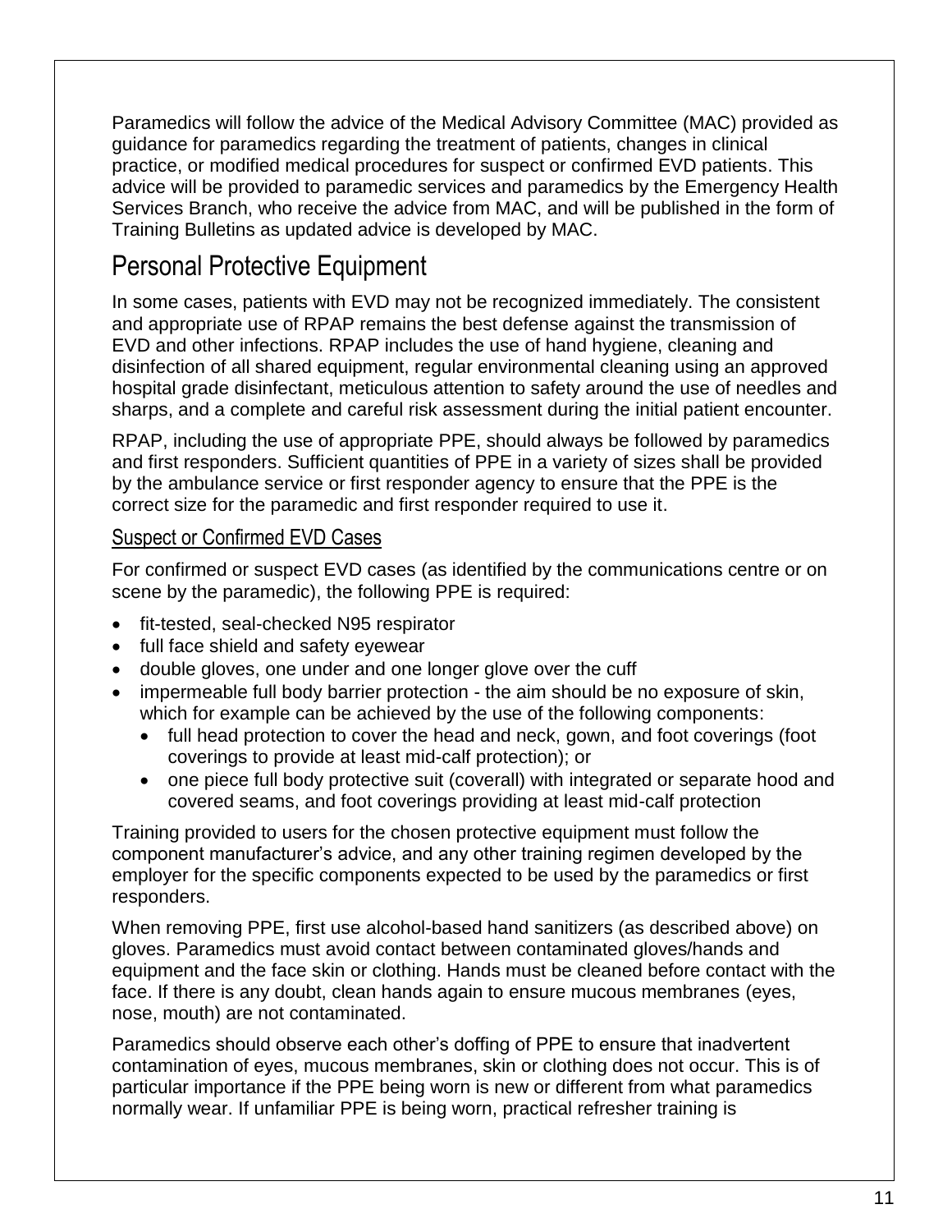Paramedics will follow the advice of the Medical Advisory Committee (MAC) provided as guidance for paramedics regarding the treatment of patients, changes in clinical practice, or modified medical procedures for suspect or confirmed EVD patients. This advice will be provided to paramedic services and paramedics by the Emergency Health Services Branch, who receive the advice from MAC, and will be published in the form of Training Bulletins as updated advice is developed by MAC.

## Personal Protective Equipment

In some cases, patients with EVD may not be recognized immediately. The consistent and appropriate use of RPAP remains the best defense against the transmission of EVD and other infections. RPAP includes the use of hand hygiene, cleaning and disinfection of all shared equipment, regular environmental cleaning using an approved hospital grade disinfectant, meticulous attention to safety around the use of needles and sharps, and a complete and careful risk assessment during the initial patient encounter.

RPAP, including the use of appropriate PPE, should always be followed by paramedics and first responders. Sufficient quantities of PPE in a variety of sizes shall be provided by the ambulance service or first responder agency to ensure that the PPE is the correct size for the paramedic and first responder required to use it.

### Suspect or Confirmed EVD Cases

For confirmed or suspect EVD cases (as identified by the communications centre or on scene by the paramedic), the following PPE is required:

- fit-tested, seal-checked N95 respirator
- full face shield and safety eyewear
- double gloves, one under and one longer glove over the cuff
- impermeable full body barrier protection - the aim should be no exposure of skin, which for example can be achieved by the use of the following components:
  - full head protection to cover the head and neck, gown, and foot coverings (foot coverings to provide at least mid-calf protection); or
  - one piece full body protective suit (coverall) with integrated or separate hood and covered seams, and foot coverings providing at least mid-calf protection

Training provided to users for the chosen protective equipment must follow the component manufacturer's advice, and any other training regimen developed by the employer for the specific components expected to be used by the paramedics or first responders.

When removing PPE, first use alcohol-based hand sanitizers (as described above) on gloves. Paramedics must avoid contact between contaminated gloves/hands and equipment and the face skin or clothing. Hands must be cleaned before contact with the face. If there is any doubt, clean hands again to ensure mucous membranes (eyes, nose, mouth) are not contaminated.

Paramedics should observe each other's doffing of PPE to ensure that inadvertent contamination of eyes, mucous membranes, skin or clothing does not occur. This is of particular importance if the PPE being worn is new or different from what paramedics normally wear. If unfamiliar PPE is being worn, practical refresher training is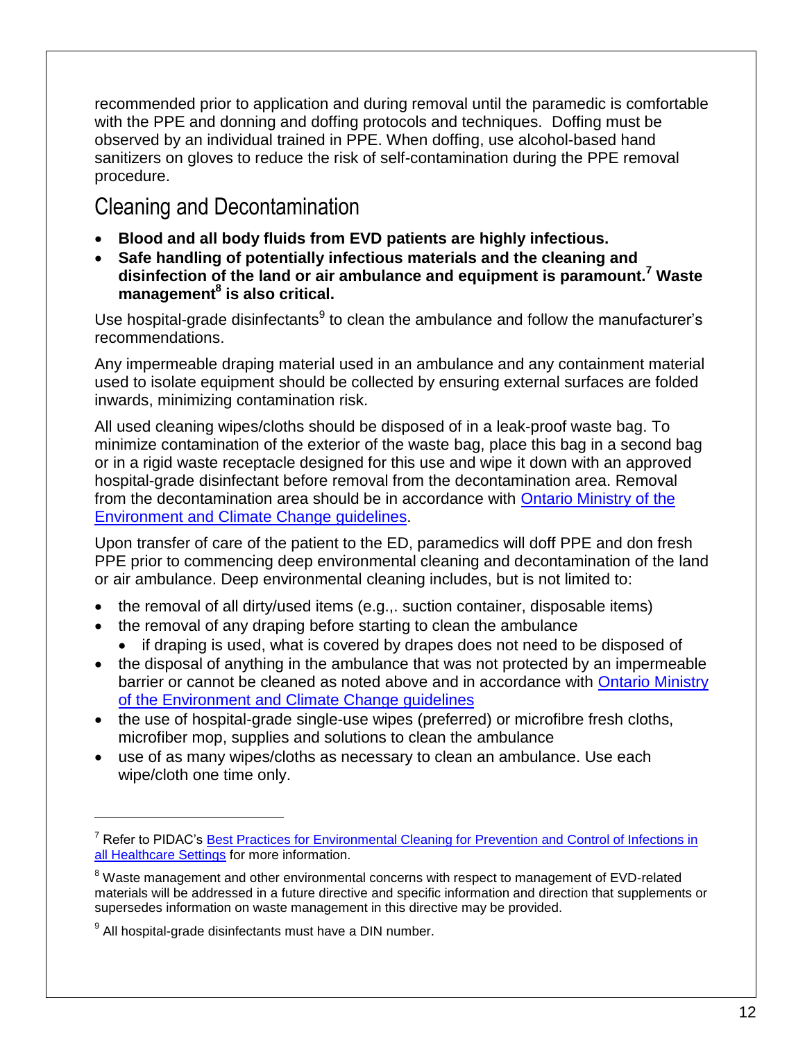recommended prior to application and during removal until the paramedic is comfortable with the PPE and donning and doffing protocols and techniques. Doffing must be observed by an individual trained in PPE. When doffing, use alcohol-based hand sanitizers on gloves to reduce the risk of self-contamination during the PPE removal procedure.

## Cleaning and Decontamination

- **Blood and all body fluids from EVD patients are highly infectious.**
- **Safe handling of potentially infectious materials and the cleaning and disinfection of the land or air ambulance and equipment is paramount.[7] Waste management[8] is also critical.**

Use hospital-grade disinfectants[9] to clean the ambulance and follow the manufacturer's recommendations.

Any impermeable draping material used in an ambulance and any containment material used to isolate equipment should be collected by ensuring external surfaces are folded inwards, minimizing contamination risk.

All used cleaning wipes/cloths should be disposed of in a leak-proof waste bag. To minimize contamination of the exterior of the waste bag, place this bag in a second bag or in a rigid waste receptacle designed for this use and wipe it down with an approved hospital-grade disinfectant before removal from the decontamination area. Removal from the decontamination area should be in accordance with [Ontario Ministry of the Environment and Climate Change guidelines].

Upon transfer of care of the patient to the ED, paramedics will doff PPE and don fresh PPE prior to commencing deep environmental cleaning and decontamination of the land or air ambulance. Deep environmental cleaning includes, but is not limited to:

- the removal of all dirty/used items (e.g.,. suction container, disposable items)
- the removal of any draping before starting to clean the ambulance
  - if draping is used, what is covered by drapes does not need to be disposed of
- the disposal of anything in the ambulance that was not protected by an impermeable barrier or cannot be cleaned as noted above and in accordance with [Ontario Ministry of the Environment and Climate Change guidelines]
- the use of hospital-grade single-use wipes (preferred) or microfibre fresh cloths, microfiber mop, supplies and solutions to clean the ambulance
- use of as many wipes/cloths as necessary to clean an ambulance. Use each wipe/cloth one time only.

---

[7] Refer to PIDAC's [Best Practices for Environmental Cleaning for Prevention and Control of Infections in all Healthcare Settings] for more information.

[8] Waste management and other environmental concerns with respect to management of EVD-related materials will be addressed in a future directive and specific information and direction that supplements or supersedes information on waste management in this directive may be provided.

[9] All hospital-grade disinfectants must have a DIN number.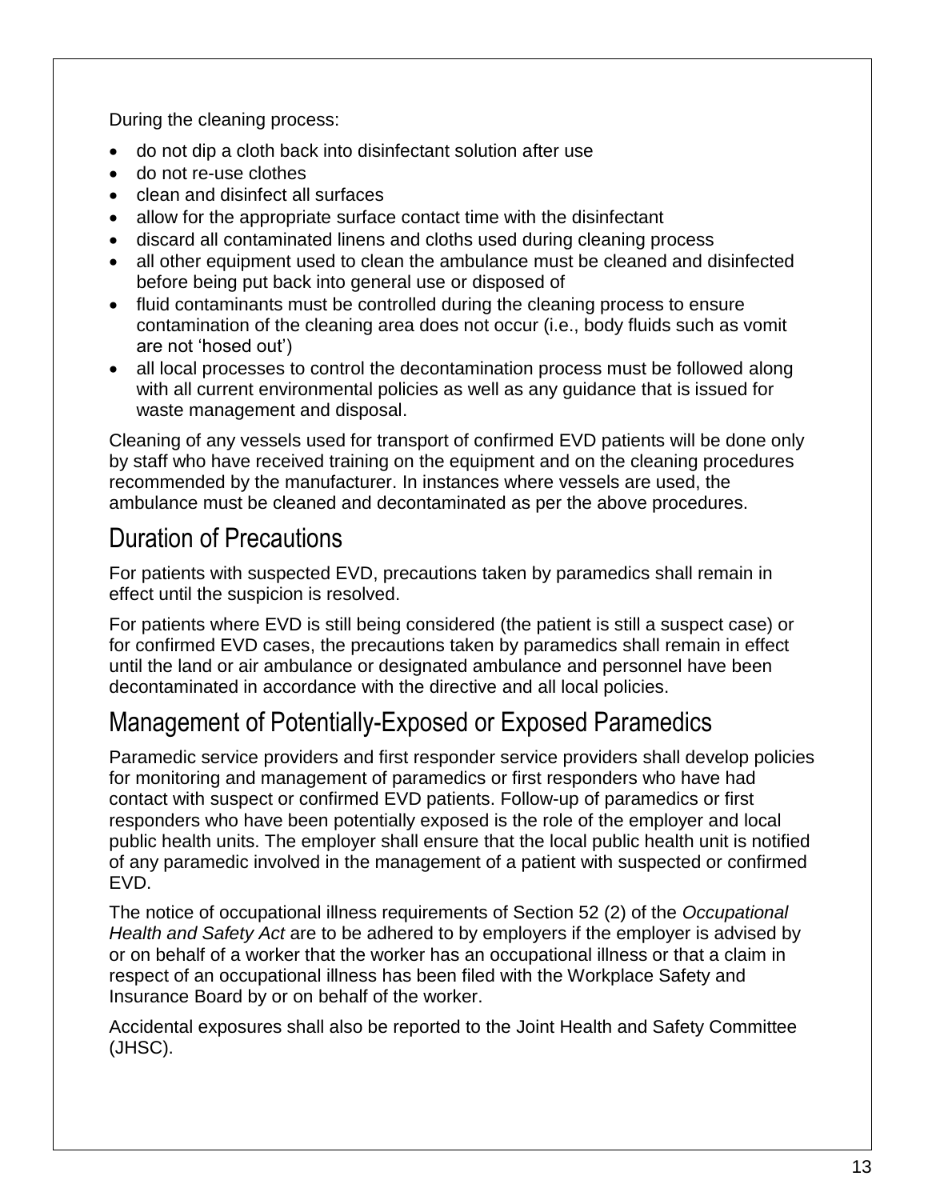During the cleaning process:

- do not dip a cloth back into disinfectant solution after use
- do not re-use clothes
- clean and disinfect all surfaces
- allow for the appropriate surface contact time with the disinfectant
- discard all contaminated linens and cloths used during cleaning process
- all other equipment used to clean the ambulance must be cleaned and disinfected before being put back into general use or disposed of
- fluid contaminants must be controlled during the cleaning process to ensure contamination of the cleaning area does not occur (i.e., body fluids such as vomit are not 'hosed out')
- all local processes to control the decontamination process must be followed along with all current environmental policies as well as any guidance that is issued for waste management and disposal.

Cleaning of any vessels used for transport of confirmed EVD patients will be done only by staff who have received training on the equipment and on the cleaning procedures recommended by the manufacturer. In instances where vessels are used, the ambulance must be cleaned and decontaminated as per the above procedures.

## Duration of Precautions

For patients with suspected EVD, precautions taken by paramedics shall remain in effect until the suspicion is resolved.

For patients where EVD is still being considered (the patient is still a suspect case) or for confirmed EVD cases, the precautions taken by paramedics shall remain in effect until the land or air ambulance or designated ambulance and personnel have been decontaminated in accordance with the directive and all local policies.

## Management of Potentially-Exposed or Exposed Paramedics

Paramedic service providers and first responder service providers shall develop policies for monitoring and management of paramedics or first responders who have had contact with suspect or confirmed EVD patients. Follow-up of paramedics or first responders who have been potentially exposed is the role of the employer and local public health units. The employer shall ensure that the local public health unit is notified of any paramedic involved in the management of a patient with suspected or confirmed EVD.

The notice of occupational illness requirements of Section 52 (2) of the *Occupational Health and Safety Act* are to be adhered to by employers if the employer is advised by or on behalf of a worker that the worker has an occupational illness or that a claim in respect of an occupational illness has been filed with the Workplace Safety and Insurance Board by or on behalf of the worker.

Accidental exposures shall also be reported to the Joint Health and Safety Committee (JHSC).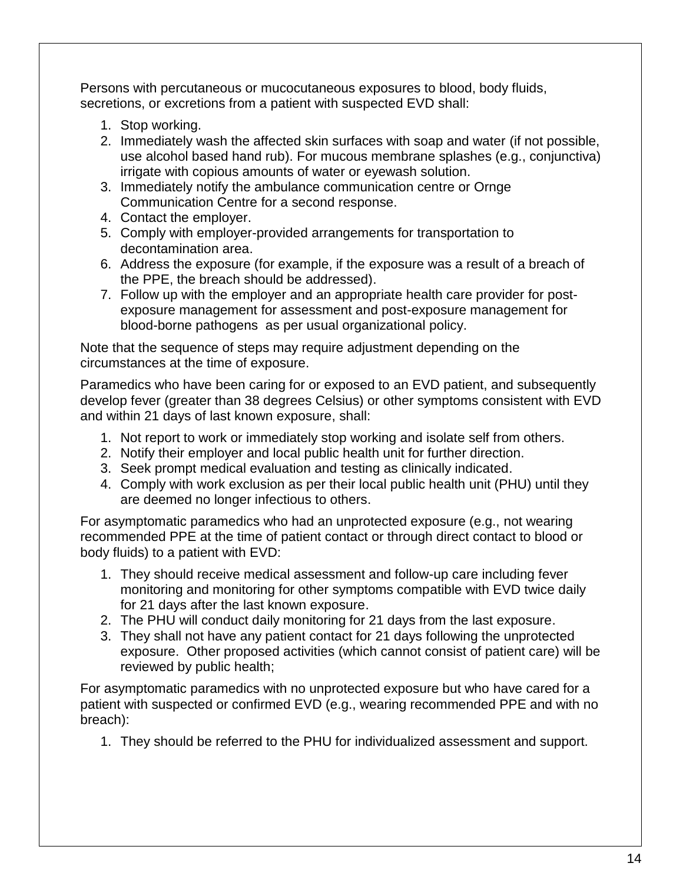Persons with percutaneous or mucocutaneous exposures to blood, body fluids, secretions, or excretions from a patient with suspected EVD shall:

1. Stop working.
2. Immediately wash the affected skin surfaces with soap and water (if not possible, use alcohol based hand rub). For mucous membrane splashes (e.g., conjunctiva) irrigate with copious amounts of water or eyewash solution.
3. Immediately notify the ambulance communication centre or Ornge Communication Centre for a second response.
4. Contact the employer.
5. Comply with employer-provided arrangements for transportation to decontamination area.
6. Address the exposure (for example, if the exposure was a result of a breach of the PPE, the breach should be addressed).
7. Follow up with the employer and an appropriate health care provider for post-exposure management for assessment and post-exposure management for blood-borne pathogens as per usual organizational policy.

Note that the sequence of steps may require adjustment depending on the circumstances at the time of exposure.

Paramedics who have been caring for or exposed to an EVD patient, and subsequently develop fever (greater than 38 degrees Celsius) or other symptoms consistent with EVD and within 21 days of last known exposure, shall:

1. Not report to work or immediately stop working and isolate self from others.
2. Notify their employer and local public health unit for further direction.
3. Seek prompt medical evaluation and testing as clinically indicated.
4. Comply with work exclusion as per their local public health unit (PHU) until they are deemed no longer infectious to others.

For asymptomatic paramedics who had an unprotected exposure (e.g., not wearing recommended PPE at the time of patient contact or through direct contact to blood or body fluids) to a patient with EVD:

1. They should receive medical assessment and follow-up care including fever monitoring and monitoring for other symptoms compatible with EVD twice daily for 21 days after the last known exposure.
2. The PHU will conduct daily monitoring for 21 days from the last exposure.
3. They shall not have any patient contact for 21 days following the unprotected exposure. Other proposed activities (which cannot consist of patient care) will be reviewed by public health;

For asymptomatic paramedics with no unprotected exposure but who have cared for a patient with suspected or confirmed EVD (e.g., wearing recommended PPE and with no breach):

1. They should be referred to the PHU for individualized assessment and support.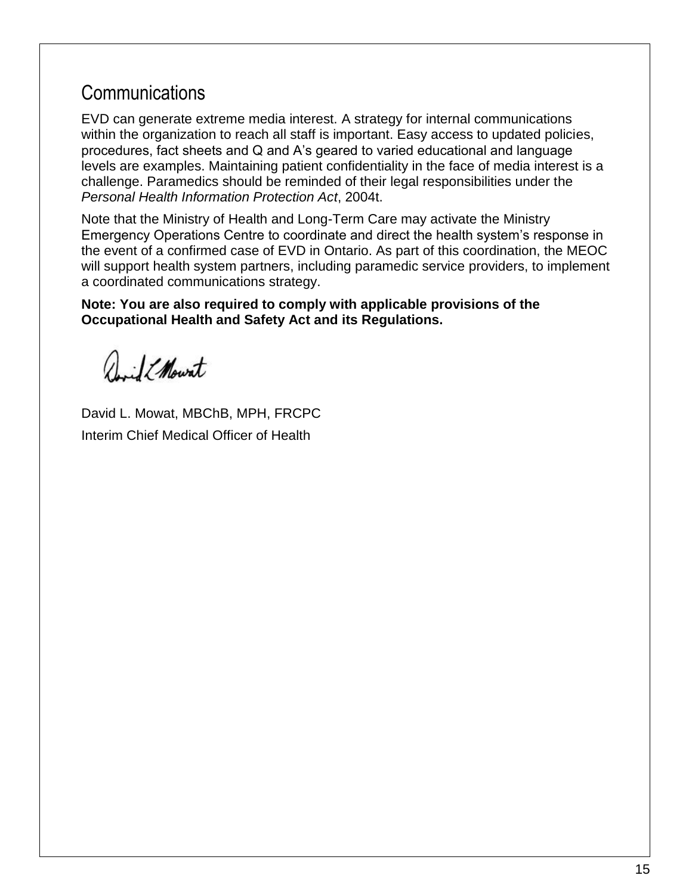## Communications

EVD can generate extreme media interest. A strategy for internal communications within the organization to reach all staff is important. Easy access to updated policies, procedures, fact sheets and Q and A's geared to varied educational and language levels are examples. Maintaining patient confidentiality in the face of media interest is a challenge. Paramedics should be reminded of their legal responsibilities under the *Personal Health Information Protection Act*, 2004t.

Note that the Ministry of Health and Long-Term Care may activate the Ministry Emergency Operations Centre to coordinate and direct the health system's response in the event of a confirmed case of EVD in Ontario. As part of this coordination, the MEOC will support health system partners, including paramedic service providers, to implement a coordinated communications strategy.

**Note: You are also required to comply with applicable provisions of the Occupational Health and Safety Act and its Regulations.**

David L. Mowat, MBChB, MPH, FRCPC

Interim Chief Medical Officer of Health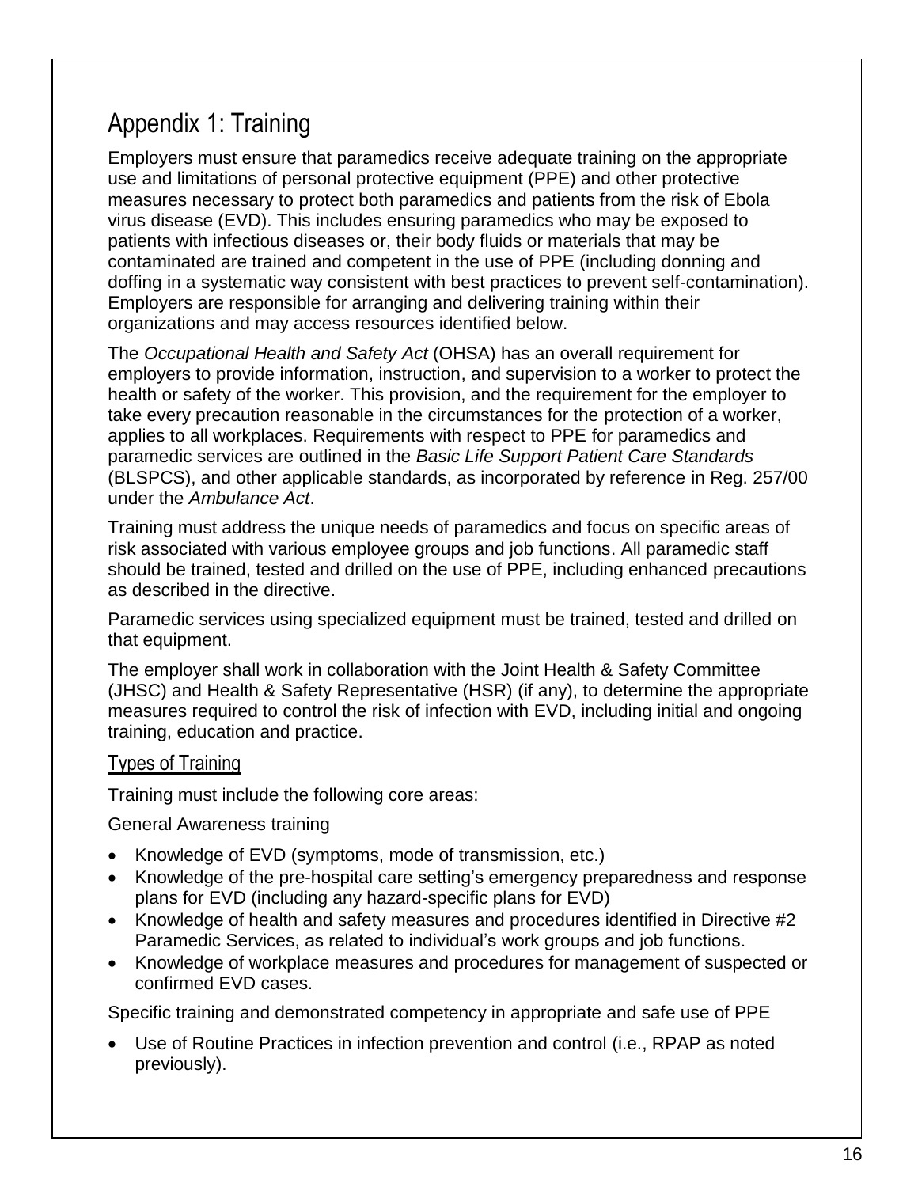# Appendix 1: Training

Employers must ensure that paramedics receive adequate training on the appropriate use and limitations of personal protective equipment (PPE) and other protective measures necessary to protect both paramedics and patients from the risk of Ebola virus disease (EVD). This includes ensuring paramedics who may be exposed to patients with infectious diseases or, their body fluids or materials that may be contaminated are trained and competent in the use of PPE (including donning and doffing in a systematic way consistent with best practices to prevent self-contamination). Employers are responsible for arranging and delivering training within their organizations and may access resources identified below.

The *Occupational Health and Safety Act* (OHSA) has an overall requirement for employers to provide information, instruction, and supervision to a worker to protect the health or safety of the worker. This provision, and the requirement for the employer to take every precaution reasonable in the circumstances for the protection of a worker, applies to all workplaces. Requirements with respect to PPE for paramedics and paramedic services are outlined in the *Basic Life Support Patient Care Standards* (BLSPCS), and other applicable standards, as incorporated by reference in Reg. 257/00 under the *Ambulance Act*.

Training must address the unique needs of paramedics and focus on specific areas of risk associated with various employee groups and job functions. All paramedic staff should be trained, tested and drilled on the use of PPE, including enhanced precautions as described in the directive.

Paramedic services using specialized equipment must be trained, tested and drilled on that equipment.

The employer shall work in collaboration with the Joint Health & Safety Committee (JHSC) and Health & Safety Representative (HSR) (if any), to determine the appropriate measures required to control the risk of infection with EVD, including initial and ongoing training, education and practice.

## Types of Training

Training must include the following core areas:

General Awareness training

- Knowledge of EVD (symptoms, mode of transmission, etc.)
- Knowledge of the pre-hospital care setting's emergency preparedness and response plans for EVD (including any hazard-specific plans for EVD)
- Knowledge of health and safety measures and procedures identified in Directive #2 Paramedic Services, as related to individual's work groups and job functions.
- Knowledge of workplace measures and procedures for management of suspected or confirmed EVD cases.

Specific training and demonstrated competency in appropriate and safe use of PPE

- Use of Routine Practices in infection prevention and control (i.e., RPAP as noted previously).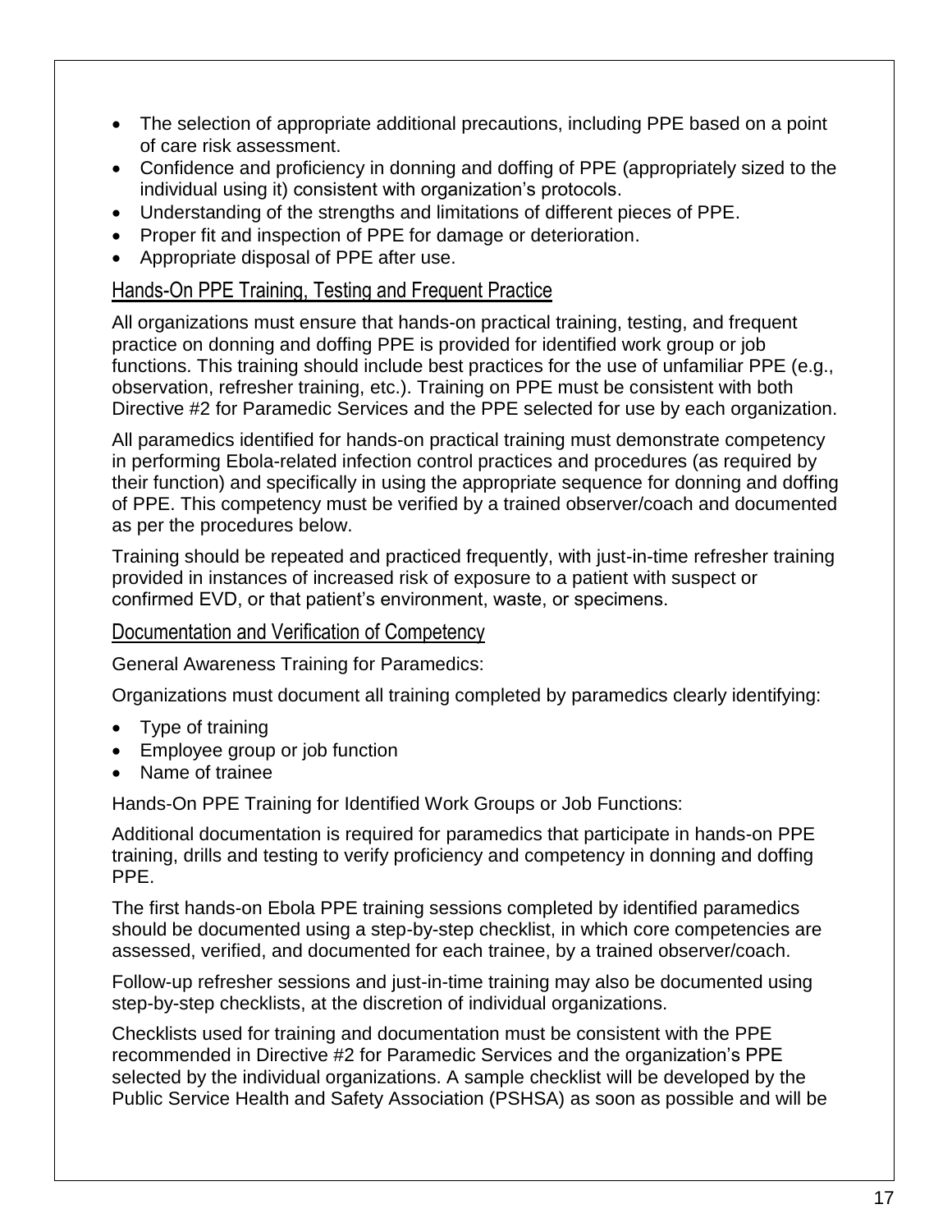- The selection of appropriate additional precautions, including PPE based on a point of care risk assessment.
- Confidence and proficiency in donning and doffing of PPE (appropriately sized to the individual using it) consistent with organization's protocols.
- Understanding of the strengths and limitations of different pieces of PPE.
- Proper fit and inspection of PPE for damage or deterioration.
- Appropriate disposal of PPE after use.

### Hands-On PPE Training, Testing and Frequent Practice

All organizations must ensure that hands-on practical training, testing, and frequent practice on donning and doffing PPE is provided for identified work group or job functions. This training should include best practices for the use of unfamiliar PPE (e.g., observation, refresher training, etc.). Training on PPE must be consistent with both Directive #2 for Paramedic Services and the PPE selected for use by each organization.

All paramedics identified for hands-on practical training must demonstrate competency in performing Ebola-related infection control practices and procedures (as required by their function) and specifically in using the appropriate sequence for donning and doffing of PPE. This competency must be verified by a trained observer/coach and documented as per the procedures below.

Training should be repeated and practiced frequently, with just-in-time refresher training provided in instances of increased risk of exposure to a patient with suspect or confirmed EVD, or that patient's environment, waste, or specimens.

### Documentation and Verification of Competency

General Awareness Training for Paramedics:

Organizations must document all training completed by paramedics clearly identifying:

- Type of training
- Employee group or job function
- Name of trainee

Hands-On PPE Training for Identified Work Groups or Job Functions:

Additional documentation is required for paramedics that participate in hands-on PPE training, drills and testing to verify proficiency and competency in donning and doffing PPE.

The first hands-on Ebola PPE training sessions completed by identified paramedics should be documented using a step-by-step checklist, in which core competencies are assessed, verified, and documented for each trainee, by a trained observer/coach.

Follow-up refresher sessions and just-in-time training may also be documented using step-by-step checklists, at the discretion of individual organizations.

Checklists used for training and documentation must be consistent with the PPE recommended in Directive #2 for Paramedic Services and the organization's PPE selected by the individual organizations. A sample checklist will be developed by the Public Service Health and Safety Association (PSHSA) as soon as possible and will be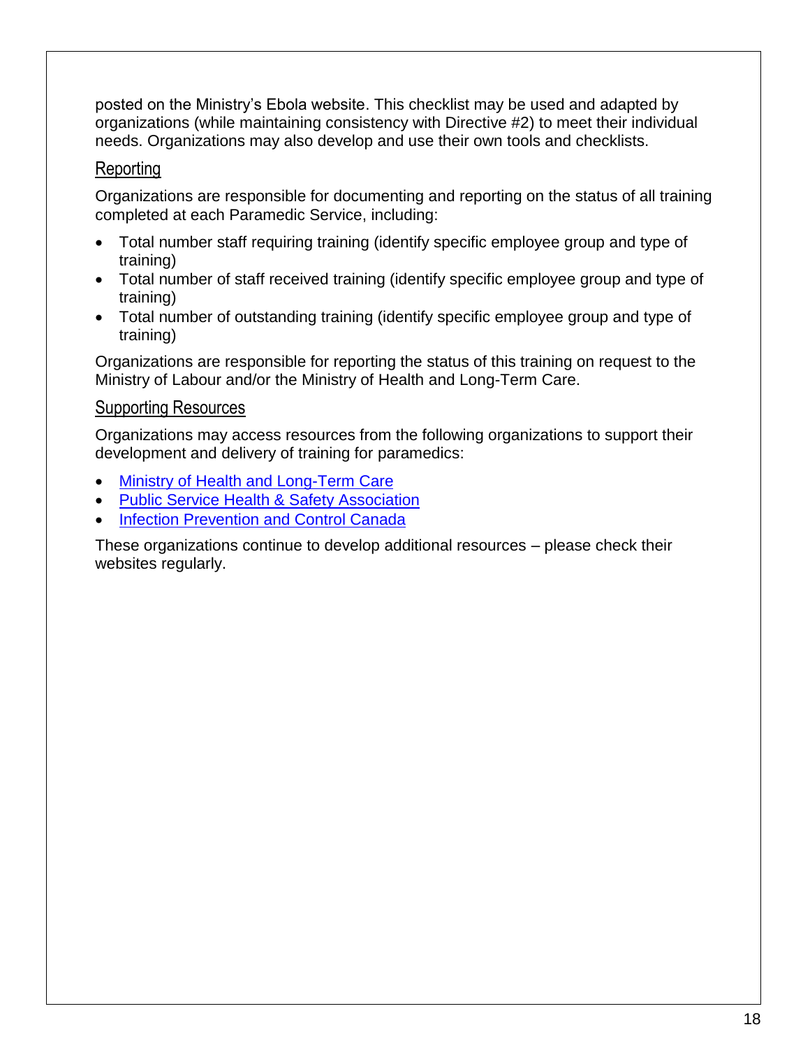posted on the Ministry's Ebola website. This checklist may be used and adapted by organizations (while maintaining consistency with Directive #2) to meet their individual needs. Organizations may also develop and use their own tools and checklists.

### Reporting

Organizations are responsible for documenting and reporting on the status of all training completed at each Paramedic Service, including:

- Total number staff requiring training (identify specific employee group and type of training)
- Total number of staff received training (identify specific employee group and type of training)
- Total number of outstanding training (identify specific employee group and type of training)

Organizations are responsible for reporting the status of this training on request to the Ministry of Labour and/or the Ministry of Health and Long-Term Care.

### Supporting Resources

Organizations may access resources from the following organizations to support their development and delivery of training for paramedics:

- Ministry of Health and Long-Term Care
- Public Service Health & Safety Association
- Infection Prevention and Control Canada

These organizations continue to develop additional resources – please check their websites regularly.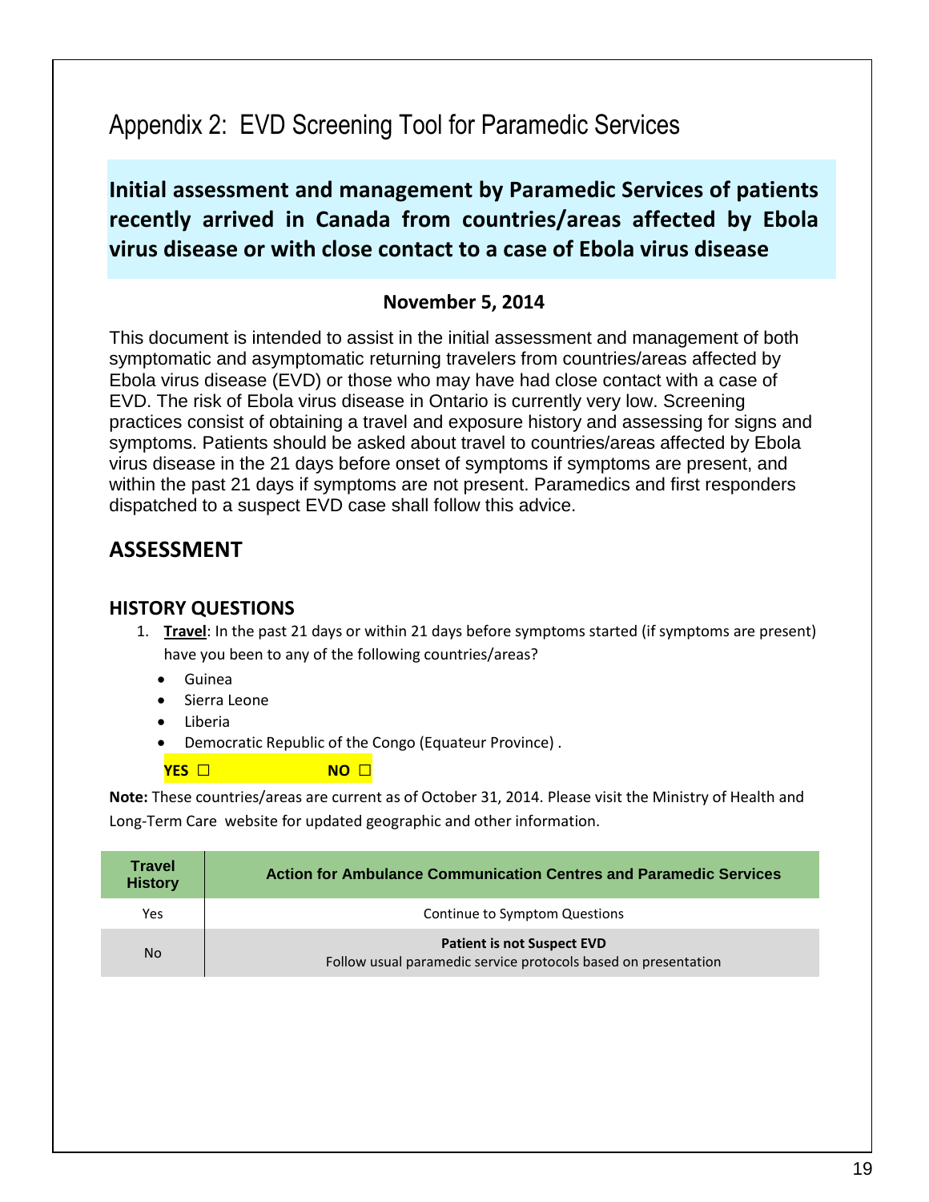# Appendix 2: EVD Screening Tool for Paramedic Services

**Initial assessment and management by Paramedic Services of patients recently arrived in Canada from countries/areas affected by Ebola virus disease or with close contact to a case of Ebola virus disease**

**November 5, 2014**

This document is intended to assist in the initial assessment and management of both symptomatic and asymptomatic returning travelers from countries/areas affected by Ebola virus disease (EVD) or those who may have had close contact with a case of EVD. The risk of Ebola virus disease in Ontario is currently very low. Screening practices consist of obtaining a travel and exposure history and assessing for signs and symptoms. Patients should be asked about travel to countries/areas affected by Ebola virus disease in the 21 days before onset of symptoms if symptoms are present, and within the past 21 days if symptoms are not present. Paramedics and first responders dispatched to a suspect EVD case shall follow this advice.

## ASSESSMENT

### HISTORY QUESTIONS

1. **Travel**: In the past 21 days or within 21 days before symptoms started (if symptoms are present) have you been to any of the following countries/areas?
   - Guinea
   - Sierra Leone
   - Liberia
   - Democratic Republic of the Congo (Equateur Province) .

   **YES ☐** **NO ☐**

**Note:** These countries/areas are current as of October 31, 2014. Please visit the Ministry of Health and Long-Term Care website for updated geographic and other information.

| Travel History | Action for Ambulance Communication Centres and Paramedic Services |
|---|---|
| Yes | Continue to Symptom Questions |
| No | **Patient is not Suspect EVD**<br>Follow usual paramedic service protocols based on presentation |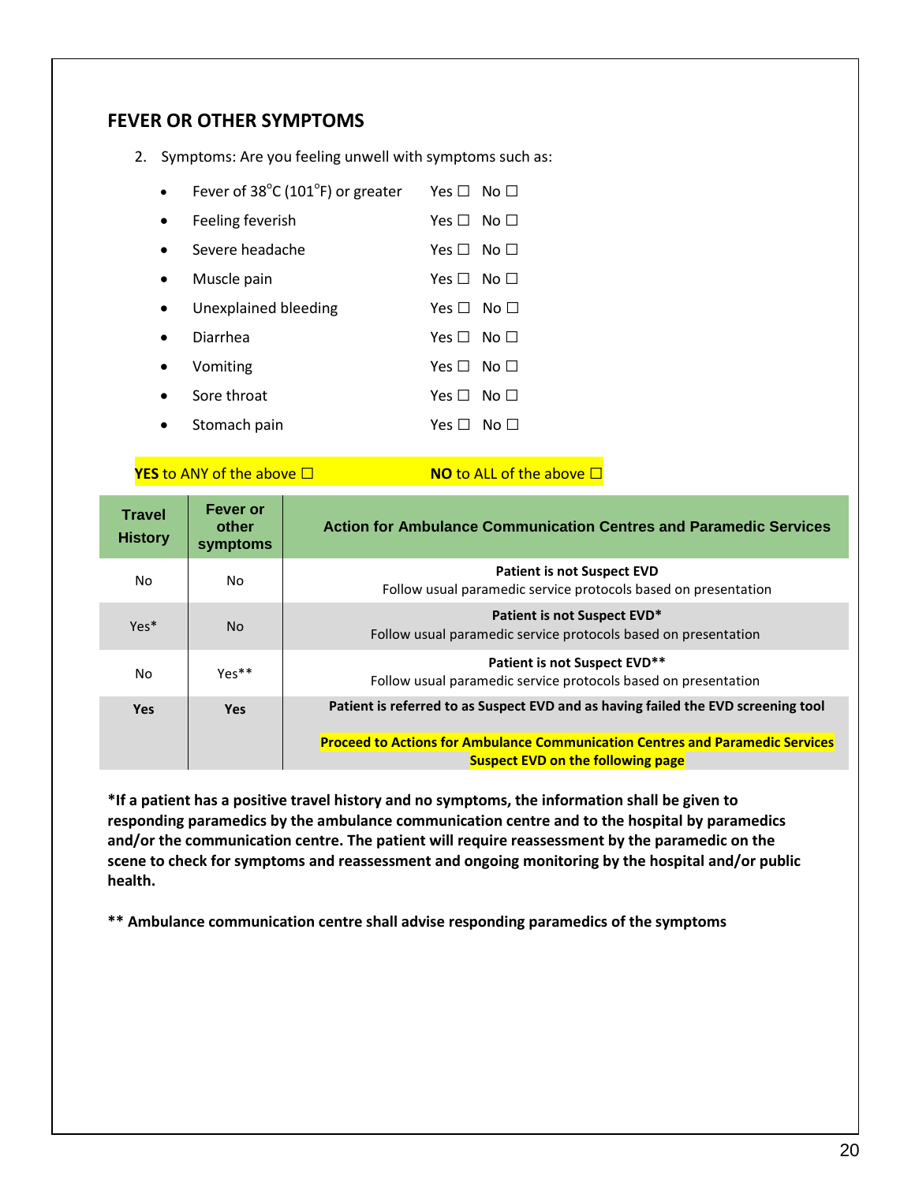## FEVER OR OTHER SYMPTOMS

2. Symptoms: Are you feeling unwell with symptoms such as:

- Fever of 38°C (101°F) or greater Yes ☐ No ☐
- Feeling feverish Yes ☐ No ☐
- Severe headache Yes ☐ No ☐
- Muscle pain Yes ☐ No ☐
- Unexplained bleeding Yes ☐ No ☐
- Diarrhea Yes ☐ No ☐
- Vomiting Yes ☐ No ☐
- Sore throat Yes ☐ No ☐
- Stomach pain Yes ☐ No ☐

**YES** to ANY of the above ☐ **NO** to ALL of the above ☐

| Travel History | Fever or other symptoms | Action for Ambulance Communication Centres and Paramedic Services |
|---|---|---|
| No | No | **Patient is not Suspect EVD** Follow usual paramedic service protocols based on presentation |
| Yes* | No | **Patient is not Suspect EVD*** Follow usual paramedic service protocols based on presentation |
| No | Yes** | **Patient is not Suspect EVD**** Follow usual paramedic service protocols based on presentation |
| **Yes** | **Yes** | **Patient is referred to as Suspect EVD and as having failed the EVD screening tool** **Proceed to Actions for Ambulance Communication Centres and Paramedic Services Suspect EVD on the following page** |

**\*If a patient has a positive travel history and no symptoms, the information shall be given to responding paramedics by the ambulance communication centre and to the hospital by paramedics and/or the communication centre. The patient will require reassessment by the paramedic on the scene to check for symptoms and reassessment and ongoing monitoring by the hospital and/or public health.**

**\*\* Ambulance communication centre shall advise responding paramedics of the symptoms**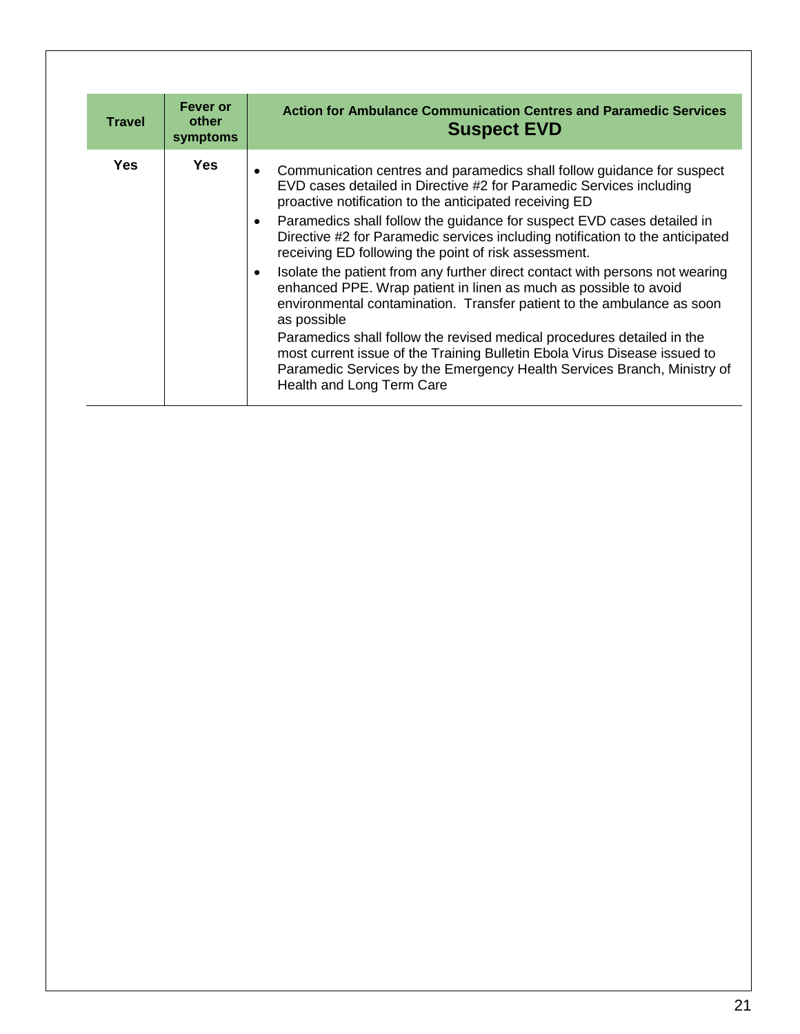| Travel | Fever or other symptoms | Action for Ambulance Communication Centres and Paramedic Services **Suspect EVD** |
|---|---|---|
| **Yes** | **Yes** | • Communication centres and paramedics shall follow guidance for suspect EVD cases detailed in Directive #2 for Paramedic Services including proactive notification to the anticipated receiving ED<br>• Paramedics shall follow the guidance for suspect EVD cases detailed in Directive #2 for Paramedic services including notification to the anticipated receiving ED following the point of risk assessment.<br>• Isolate the patient from any further direct contact with persons not wearing enhanced PPE. Wrap patient in linen as much as possible to avoid environmental contamination. Transfer patient to the ambulance as soon as possible<br>Paramedics shall follow the revised medical procedures detailed in the most current issue of the Training Bulletin Ebola Virus Disease issued to Paramedic Services by the Emergency Health Services Branch, Ministry of Health and Long Term Care |